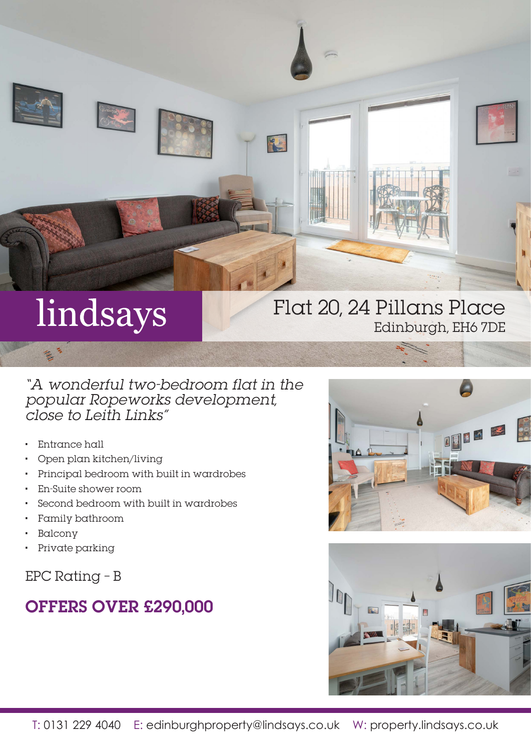lindsays

# Flat 20, 24 Pillans Place

Edinburgh, EH6 7DE

*"A wonderful two-bedroom flat in the popular Ropeworks development, close to Leith Links"*

- Entrance hall
- Open plan kitchen/living
- Principal bedroom with built in wardrobes
- En-Suite shower room
- Second bedroom with built in wardrobes
- Family bathroom
- Balcony
- Private parking

EPC Rating - B

**OFFERS OVER £290,000**

T: 0131 229 4040 E: edinburghproperty@lindsays.co.uk W: property.lindsays.co.uk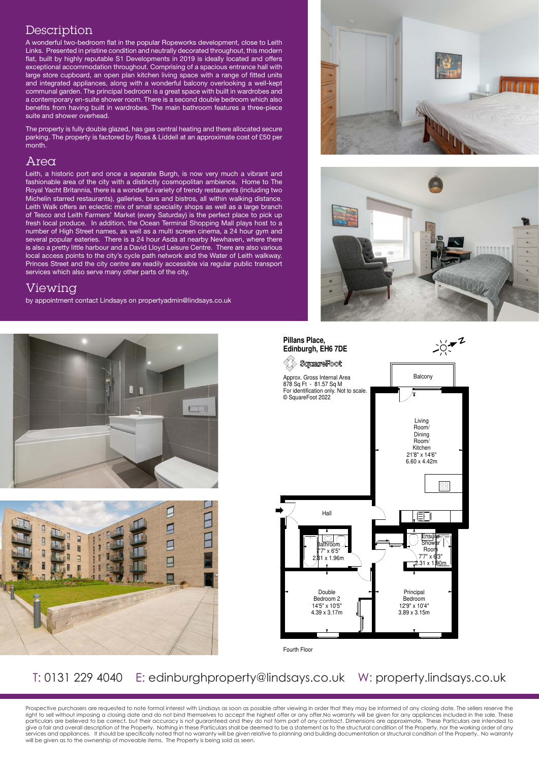## Description

A wonderful two-bedroom flat in the popular Ropeworks development, close to Leith Links. Presented in pristine condition and neutrally decorated throughout, this modern flat, built by highly reputable S1 Developments in 2019 is ideally located and offers exceptional accommodation throughout. Comprising of a spacious entrance hall with large store cupboard, an open plan kitchen living space with a range of fitted units and integrated appliances, along with a wonderful balcony overlooking a well-kept communal garden. The principal bedroom is a great space with built in wardrobes and a contemporary en-suite shower room. There is a second double bedroom which also benefits from having built in wardrobes. The main bathroom features a three-piece suite and shower overhead.

The property is fully double glazed, has gas central heating and there allocated secure parking. The property is factored by Ross & Liddell at an approximate cost of £50 per month.

## Area

Leith, a historic port and once a separate Burgh, is now very much a vibrant and fashionable area of the city with a distinctly cosmopolitan ambience. Home to The Royal Yacht Britannia, there is a wonderful variety of trendy restaurants (including two Michelin starred restaurants), galleries, bars and bistros, all within walking distance. Leith Walk offers an eclectic mix of small speciality shops as well as a large branch of Tesco and Leith Farmers' Market (every Saturday) is the perfect place to pick up fresh local produce. In addition, the Ocean Terminal Shopping Mall plays host to a number of High Street names, as well as a 24 hour gym and several popular eateries. There is a 24 hour Asda at nearby Newhaven, where there is also a pretty little harbour and a David Lloyd Leisure Centre. There are also various local access points to the city's cycle path network and the Water of Leith walkway. Princes Street and the city centre are readily accessible via regular public transport services which also serve many other parts of the city.

## Viewing

by appointment contact Lindsays on propertyadmin@lindsays.co.uk

**Pillans Place, Edinburgh, EH6 7DE**

SquareFoot

Approx. Gross Internal Area
878 Sq Ft - 81.57 Sq M
For identification only. Not to scale.
© SquareFoot 2022

Balcony

Living Room/ Dining Room/ Kitchen
21'8" x 14'6"
6.60 x 4.42m

Hall

Bathroom
7'7" x 6'5"
2.31 x 1.96m

Ensuite Shower Room
7'7" x 6'3"
2.31 x 1.90m

Double Bedroom 2
14'5" x 10'5"
4.39 x 3.17m

Principal Bedroom
12'9" x 10'4"
3.89 x 3.15m

Fourth Floor

T: 0131 229 4040 E: edinburghproperty@lindsays.co.uk W: property.lindsays.co.uk

Prospective purchasers are requested to note formal interest with Lindsays as soon as possible after viewing in order that they may be informed of any closing date. The sellers reserve the right to sell without imposing a closing date and do not bind themselves to accept the highest offer or any offer.No warranty will be given for any appliances included in the sale. These particulars are believed to be correct, but their accuracy is not guaranteed and they do not form part of any contract. Dimensions are approximate. These Particulars are intended to give a fair and overall description of the Property. Nothing in these Particulars shall be deemed to be a statement as to the structural condition of the Property, nor the working order of any services and appliances. It should be specifically noted that no warranty will be given relative to planning and building documentation or structural condition of the Property. No warranty will be given as to the ownership of moveable items. The Property is being sold as seen.